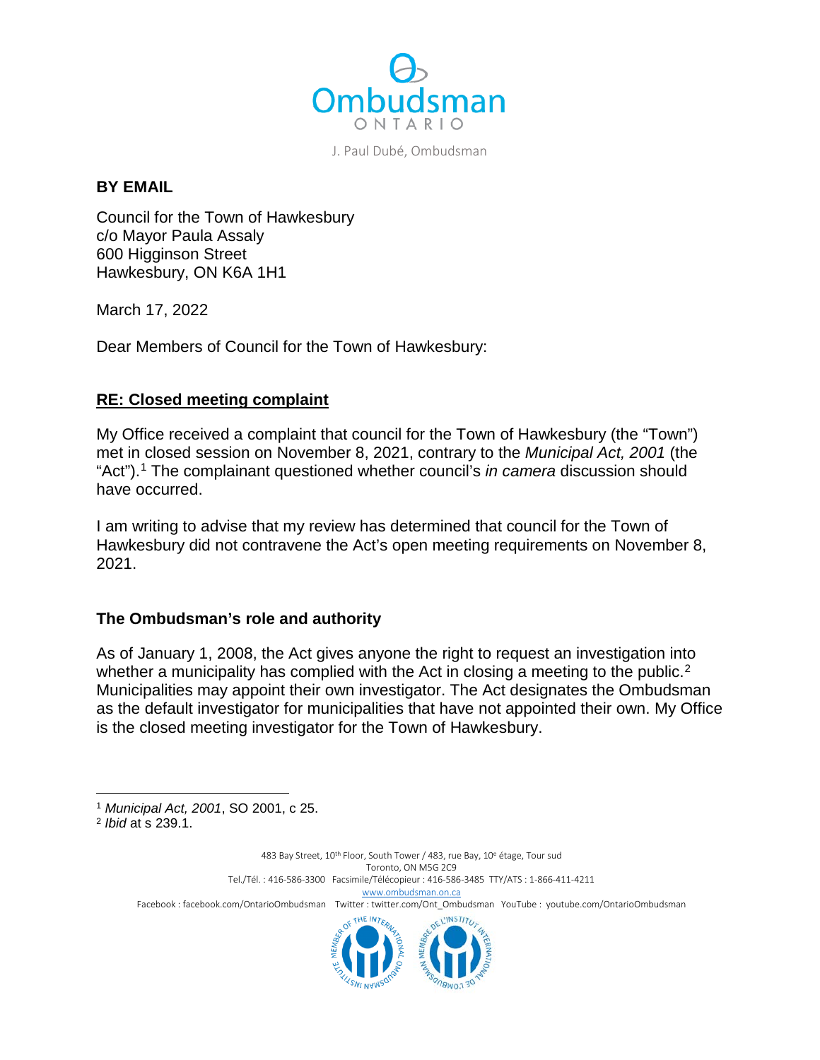Ombudsman ONTARIO

J. Paul Dubé, Ombudsman

**BY EMAIL**

Council for the Town of Hawkesbury
c/o Mayor Paula Assaly
600 Higginson Street
Hawkesbury, ON K6A 1H1

March 17, 2022

Dear Members of Council for the Town of Hawkesbury:

**RE: Closed meeting complaint**

My Office received a complaint that council for the Town of Hawkesbury (the "Town") met in closed session on November 8, 2021, contrary to the *Municipal Act, 2001* (the "Act").[1] The complainant questioned whether council's *in camera* discussion should have occurred.

I am writing to advise that my review has determined that council for the Town of Hawkesbury did not contravene the Act's open meeting requirements on November 8, 2021.

## The Ombudsman's role and authority

As of January 1, 2008, the Act gives anyone the right to request an investigation into whether a municipality has complied with the Act in closing a meeting to the public.[2] Municipalities may appoint their own investigator. The Act designates the Ombudsman as the default investigator for municipalities that have not appointed their own. My Office is the closed meeting investigator for the Town of Hawkesbury.

---

[1] *Municipal Act, 2001*, SO 2001, c 25.
[2] *Ibid* at s 239.1.

483 Bay Street, 10th Floor, South Tower / 483, rue Bay, 10e étage, Tour sud
Toronto, ON M5G 2C9
Tel./Tél. : 416-586-3300 Facsimile/Télécopieur : 416-586-3485 TTY/ATS : 1-866-411-4211
www.ombudsman.on.ca
Facebook : facebook.com/OntarioOmbudsman Twitter : twitter.com/Ont_Ombudsman YouTube : youtube.com/OntarioOmbudsman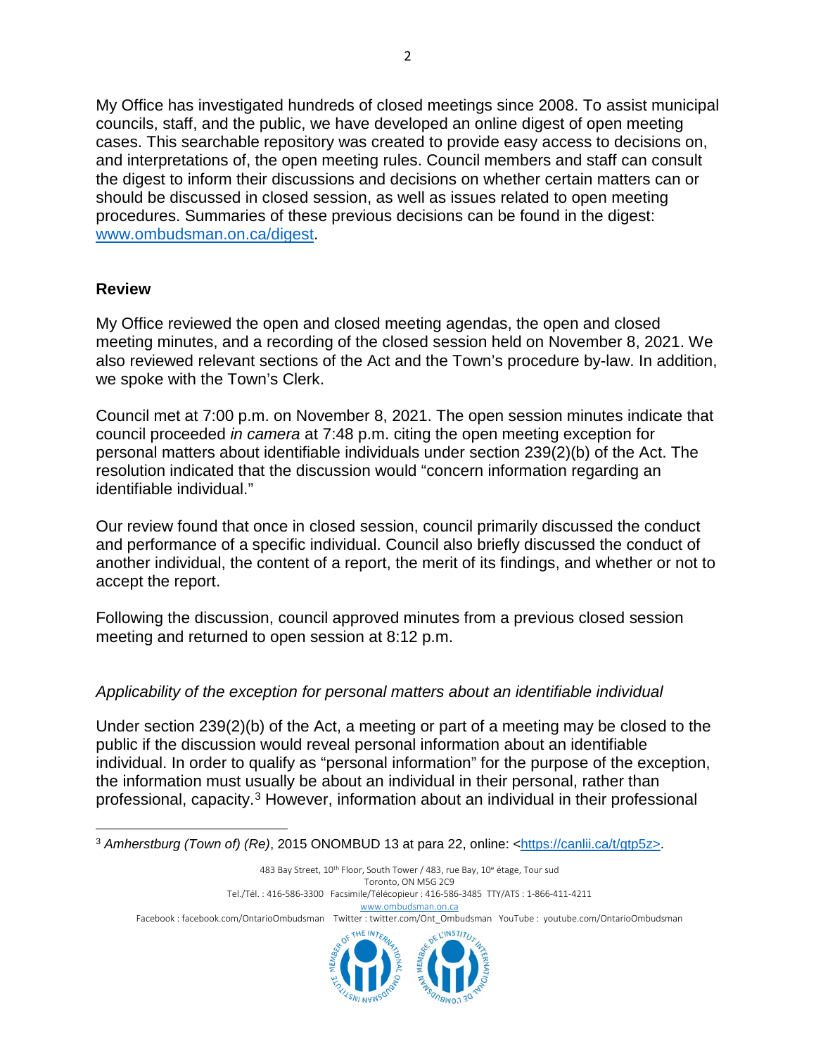My Office has investigated hundreds of closed meetings since 2008. To assist municipal councils, staff, and the public, we have developed an online digest of open meeting cases. This searchable repository was created to provide easy access to decisions on, and interpretations of, the open meeting rules. Council members and staff can consult the digest to inform their discussions and decisions on whether certain matters can or should be discussed in closed session, as well as issues related to open meeting procedures. Summaries of these previous decisions can be found in the digest: www.ombudsman.on.ca/digest.

## Review

My Office reviewed the open and closed meeting agendas, the open and closed meeting minutes, and a recording of the closed session held on November 8, 2021. We also reviewed relevant sections of the Act and the Town's procedure by-law. In addition, we spoke with the Town's Clerk.

Council met at 7:00 p.m. on November 8, 2021. The open session minutes indicate that council proceeded *in camera* at 7:48 p.m. citing the open meeting exception for personal matters about identifiable individuals under section 239(2)(b) of the Act. The resolution indicated that the discussion would "concern information regarding an identifiable individual."

Our review found that once in closed session, council primarily discussed the conduct and performance of a specific individual. Council also briefly discussed the conduct of another individual, the content of a report, the merit of its findings, and whether or not to accept the report.

Following the discussion, council approved minutes from a previous closed session meeting and returned to open session at 8:12 p.m.

### *Applicability of the exception for personal matters about an identifiable individual*

Under section 239(2)(b) of the Act, a meeting or part of a meeting may be closed to the public if the discussion would reveal personal information about an identifiable individual. In order to qualify as "personal information" for the purpose of the exception, the information must usually be about an individual in their personal, rather than professional, capacity.[3] However, information about an individual in their professional

[3] *Amherstburg (Town of) (Re)*, 2015 ONOMBUD 13 at para 22, online: <https://canlii.ca/t/gtp5z>.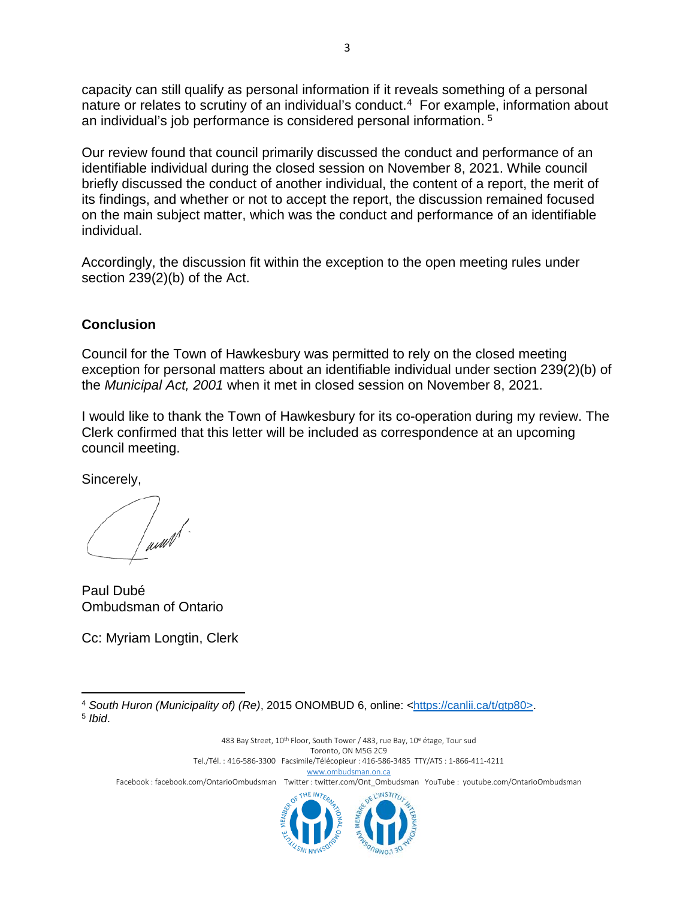capacity can still qualify as personal information if it reveals something of a personal nature or relates to scrutiny of an individual's conduct.[4] For example, information about an individual's job performance is considered personal information. [5]

Our review found that council primarily discussed the conduct and performance of an identifiable individual during the closed session on November 8, 2021. While council briefly discussed the conduct of another individual, the content of a report, the merit of its findings, and whether or not to accept the report, the discussion remained focused on the main subject matter, which was the conduct and performance of an identifiable individual.

Accordingly, the discussion fit within the exception to the open meeting rules under section 239(2)(b) of the Act.

## Conclusion

Council for the Town of Hawkesbury was permitted to rely on the closed meeting exception for personal matters about an identifiable individual under section 239(2)(b) of the *Municipal Act, 2001* when it met in closed session on November 8, 2021.

I would like to thank the Town of Hawkesbury for its co-operation during my review. The Clerk confirmed that this letter will be included as correspondence at an upcoming council meeting.

Sincerely,

Paul Dubé
Ombudsman of Ontario

Cc: Myriam Longtin, Clerk

---

[4] *South Huron (Municipality of) (Re)*, 2015 ONOMBUD 6, online: <https://canlii.ca/t/gtp80>.
[5] *Ibid*.

483 Bay Street, 10th Floor, South Tower / 483, rue Bay, 10e étage, Tour sud
Toronto, ON M5G 2C9
Tel./Tél. : 416-586-3300 Facsimile/Télécopieur : 416-586-3485 TTY/ATS : 1-866-411-4211
www.ombudsman.on.ca
Facebook : facebook.com/OntarioOmbudsman Twitter : twitter.com/Ont_Ombudsman YouTube : youtube.com/OntarioOmbudsman